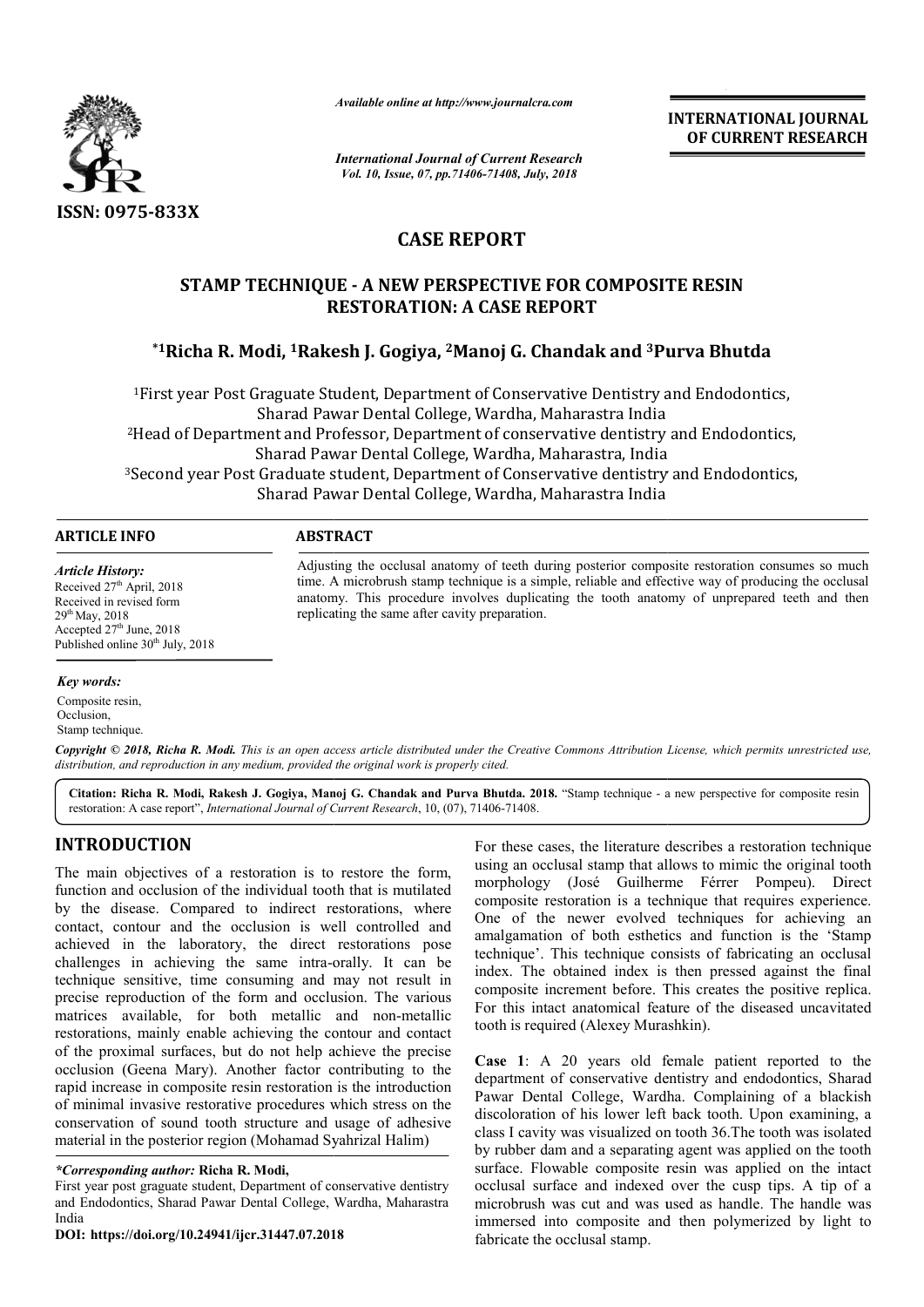*Available online at http://www.journalcra.com*

**INTERNATIONAL JOURNAL OF CURRENT RESEARCH**

ISSN: 0975-833X

*International Journal of Current Research*
*Vol. 10, Issue, 07, pp.71406-71408, July, 2018*

# CASE REPORT

# STAMP TECHNIQUE - A NEW PERSPECTIVE FOR COMPOSITE RESIN RESTORATION: A CASE REPORT

**\*[1]Richa R. Modi, [1]Rakesh J. Gogiya, [2]Manoj G. Chandak and [3]Purva Bhutda**

[1]First year Post Graguate Student, Department of Conservative Dentistry and Endodontics, Sharad Pawar Dental College, Wardha, Maharastra India

[2]Head of Department and Professor, Department of conservative dentistry and Endodontics, Sharad Pawar Dental College, Wardha, Maharastra, India

[3]Second year Post Graduate student, Department of Conservative dentistry and Endodontics, Sharad Pawar Dental College, Wardha, Maharastra India

**ARTICLE INFO**

*Article History:*
Received 27th April, 2018
Received in revised form 29th May, 2018
Accepted 27th June, 2018
Published online 30th July, 2018

*Key words:*
Composite resin,
Occlusion,
Stamp technique.

**ABSTRACT**

Adjusting the occlusal anatomy of teeth during posterior composite restoration consumes so much time. A microbrush stamp technique is a simple, reliable and effective way of producing the occlusal anatomy. This procedure involves duplicating the tooth anatomy of unprepared teeth and then replicating the same after cavity preparation.

*Copyright © 2018, Richa R. Modi. This is an open access article distributed under the Creative Commons Attribution License, which permits unrestricted use, distribution, and reproduction in any medium, provided the original work is properly cited.*

**Citation: Richa R. Modi, Rakesh J. Gogiya, Manoj G. Chandak and Purva Bhutda. 2018.** "Stamp technique - a new perspective for composite resin restoration: A case report", *International Journal of Current Research*, 10, (07), 71406-71408.

## INTRODUCTION

The main objectives of a restoration is to restore the form, function and occlusion of the individual tooth that is mutilated by the disease. Compared to indirect restorations, where contact, contour and the occlusion is well controlled and achieved in the laboratory, the direct restorations pose challenges in achieving the same intra-orally. It can be technique sensitive, time consuming and may not result in precise reproduction of the form and occlusion. The various matrices available, for both metallic and non-metallic restorations, mainly enable achieving the contour and contact of the proximal surfaces, but do not help achieve the precise occlusion (Geena Mary). Another factor contributing to the rapid increase in composite resin restoration is the introduction of minimal invasive restorative procedures which stress on the conservation of sound tooth structure and usage of adhesive material in the posterior region (Mohamad Syahrizal Halim)

For these cases, the literature describes a restoration technique using an occlusal stamp that allows to mimic the original tooth morphology (José Guilherme Férrer Pompeu). Direct composite restoration is a technique that requires experience. One of the newer evolved techniques for achieving an amalgamation of both esthetics and function is the 'Stamp technique'. This technique consists of fabricating an occlusal index. The obtained index is then pressed against the final composite increment before. This creates the positive replica. For this intact anatomical feature of the diseased uncavitated tooth is required (Alexey Murashkin).

**Case 1**: A 20 years old female patient reported to the department of conservative dentistry and endodontics, Sharad Pawar Dental College, Wardha. Complaining of a blackish discoloration of his lower left back tooth. Upon examining, a class I cavity was visualized on tooth 36.The tooth was isolated by rubber dam and a separating agent was applied on the tooth surface. Flowable composite resin was applied on the intact occlusal surface and indexed over the cusp tips. A tip of a microbrush was cut and was used as handle. The handle was immersed into composite and then polymerized by light to fabricate the occlusal stamp.

***Corresponding author:** **Richa R. Modi,**
First year post graguate student, Department of conservative dentistry and Endodontics, Sharad Pawar Dental College, Wardha, Maharastra India
**DOI: https://doi.org/10.24941/ijcr.31447.07.2018**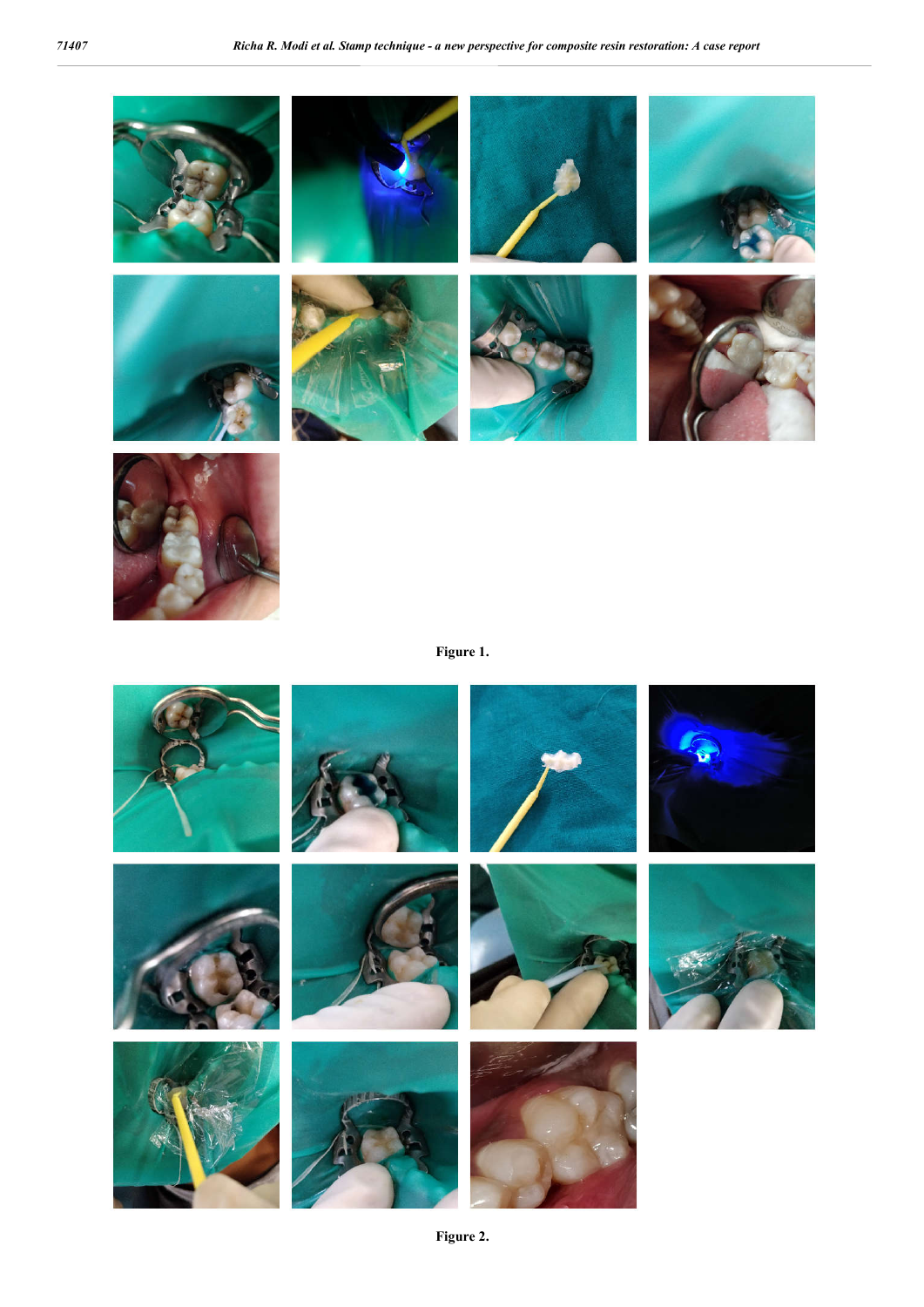Figure 1.

Figure 2.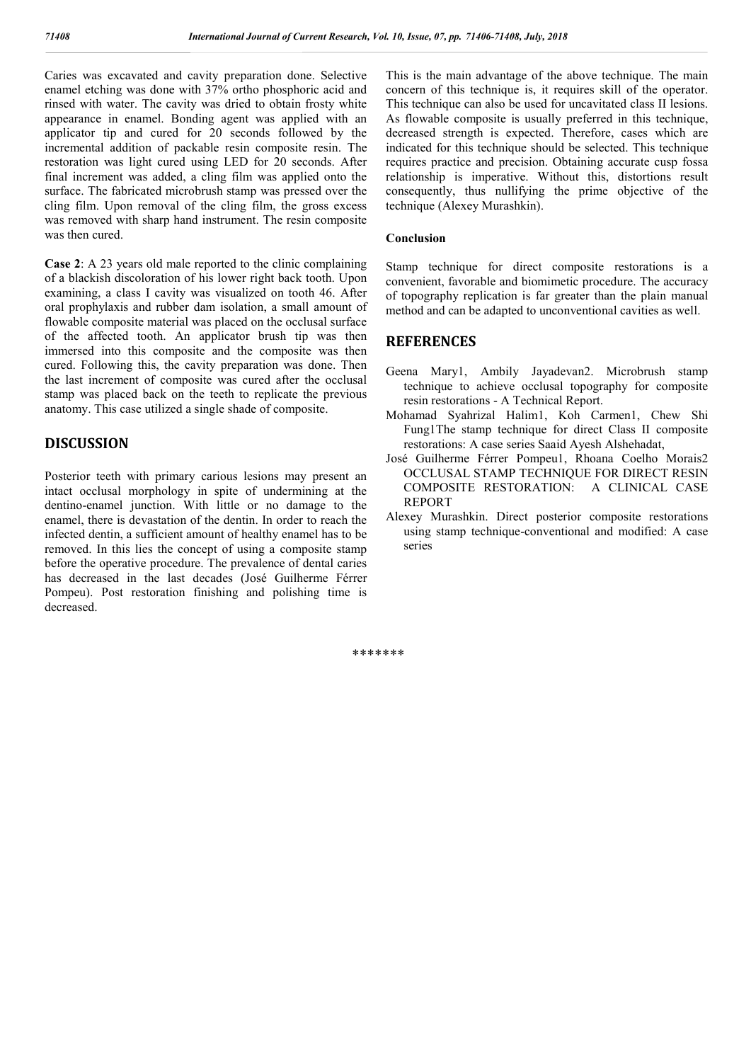Caries was excavated and cavity preparation done. Selective enamel etching was done with 37% ortho phosphoric acid and rinsed with water. The cavity was dried to obtain frosty white appearance in enamel. Bonding agent was applied with an applicator tip and cured for 20 seconds followed by the incremental addition of packable resin composite resin. The restoration was light cured using LED for 20 seconds. After final increment was added, a cling film was applied onto the surface. The fabricated microbrush stamp was pressed over the cling film. Upon removal of the cling film, the gross excess was removed with sharp hand instrument. The resin composite was then cured.

**Case 2**: A 23 years old male reported to the clinic complaining of a blackish discoloration of his lower right back tooth. Upon examining, a class I cavity was visualized on tooth 46. After oral prophylaxis and rubber dam isolation, a small amount of flowable composite material was placed on the occlusal surface of the affected tooth. An applicator brush tip was then immersed into this composite and the composite was then cured. Following this, the cavity preparation was done. Then the last increment of composite was cured after the occlusal stamp was placed back on the teeth to replicate the previous anatomy. This case utilized a single shade of composite.

## DISCUSSION

Posterior teeth with primary carious lesions may present an intact occlusal morphology in spite of undermining at the dentino-enamel junction. With little or no damage to the enamel, there is devastation of the dentin. In order to reach the infected dentin, a sufficient amount of healthy enamel has to be removed. In this lies the concept of using a composite stamp before the operative procedure. The prevalence of dental caries has decreased in the last decades (José Guilherme Férrer Pompeu). Post restoration finishing and polishing time is decreased. This is the main advantage of the above technique. The main concern of this technique is, it requires skill of the operator. This technique can also be used for uncavitated class II lesions. As flowable composite is usually preferred in this technique, decreased strength is expected. Therefore, cases which are indicated for this technique should be selected. This technique requires practice and precision. Obtaining accurate cusp fossa relationship is imperative. Without this, distortions result consequently, thus nullifying the prime objective of the technique (Alexey Murashkin).

### Conclusion

Stamp technique for direct composite restorations is a convenient, favorable and biomimetic procedure. The accuracy of topography replication is far greater than the plain manual method and can be adapted to unconventional cavities as well.

## REFERENCES

Geena Mary1, Ambily Jayadevan2. Microbrush stamp technique to achieve occlusal topography for composite resin restorations - A Technical Report.

Mohamad Syahrizal Halim1, Koh Carmen1, Chew Shi Fung1The stamp technique for direct Class II composite restorations: A case series Saaid Ayesh Alshehadat,

José Guilherme Férrer Pompeu1, Rhoana Coelho Morais2 OCCLUSAL STAMP TECHNIQUE FOR DIRECT RESIN COMPOSITE RESTORATION: A CLINICAL CASE REPORT

Alexey Murashkin. Direct posterior composite restorations using stamp technique-conventional and modified: A case series

\*\*\*\*\*\*\*